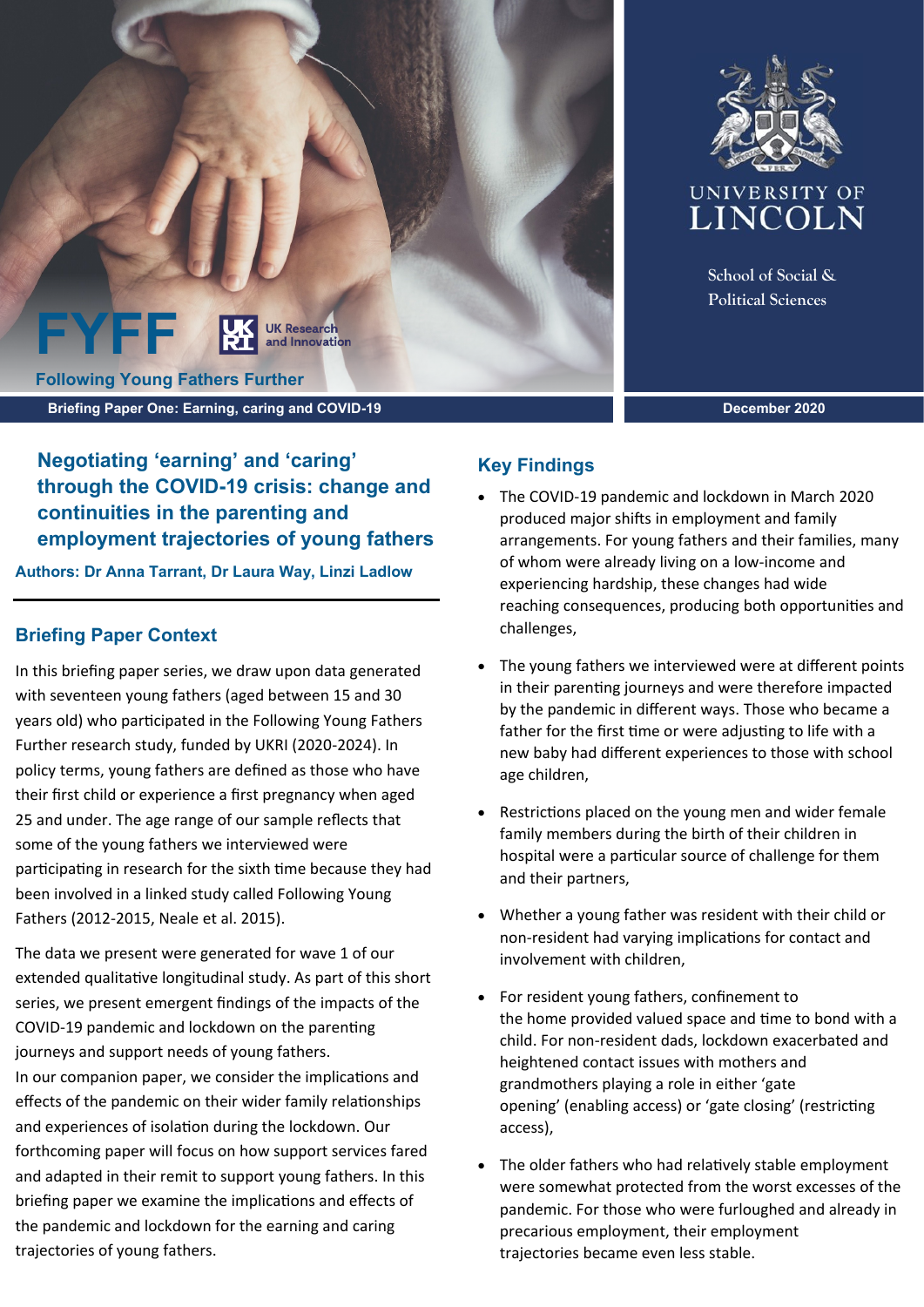FYFF

UK Research and Innovation

Following Young Fathers Further

UNIVERSITY OF LINCOLN

School of Social & Political Sciences

Briefing Paper One: Earning, caring and COVID-19

December 2020

# Negotiating 'earning' and 'caring' through the COVID-19 crisis: change and continuities in the parenting and employment trajectories of young fathers

**Authors: Dr Anna Tarrant, Dr Laura Way, Linzi Ladlow**

## Briefing Paper Context

In this briefing paper series, we draw upon data generated with seventeen young fathers (aged between 15 and 30 years old) who participated in the Following Young Fathers Further research study, funded by UKRI (2020-2024). In policy terms, young fathers are defined as those who have their first child or experience a first pregnancy when aged 25 and under. The age range of our sample reflects that some of the young fathers we interviewed were participating in research for the sixth time because they had been involved in a linked study called Following Young Fathers (2012-2015, Neale et al. 2015).

The data we present were generated for wave 1 of our extended qualitative longitudinal study. As part of this short series, we present emergent findings of the impacts of the COVID-19 pandemic and lockdown on the parenting journeys and support needs of young fathers.
In our companion paper, we consider the implications and effects of the pandemic on their wider family relationships and experiences of isolation during the lockdown. Our forthcoming paper will focus on how support services fared and adapted in their remit to support young fathers. In this briefing paper we examine the implications and effects of the pandemic and lockdown for the earning and caring trajectories of young fathers.

## Key Findings

- The COVID-19 pandemic and lockdown in March 2020 produced major shifts in employment and family arrangements. For young fathers and their families, many of whom were already living on a low-income and experiencing hardship, these changes had wide reaching consequences, producing both opportunities and challenges,

- The young fathers we interviewed were at different points in their parenting journeys and were therefore impacted by the pandemic in different ways. Those who became a father for the first time or were adjusting to life with a new baby had different experiences to those with school age children,

- Restrictions placed on the young men and wider female family members during the birth of their children in hospital were a particular source of challenge for them and their partners,

- Whether a young father was resident with their child or non-resident had varying implications for contact and involvement with children,

- For resident young fathers, confinement to the home provided valued space and time to bond with a child. For non-resident dads, lockdown exacerbated and heightened contact issues with mothers and grandmothers playing a role in either 'gate opening' (enabling access) or 'gate closing' (restricting access),

- The older fathers who had relatively stable employment were somewhat protected from the worst excesses of the pandemic. For those who were furloughed and already in precarious employment, their employment trajectories became even less stable.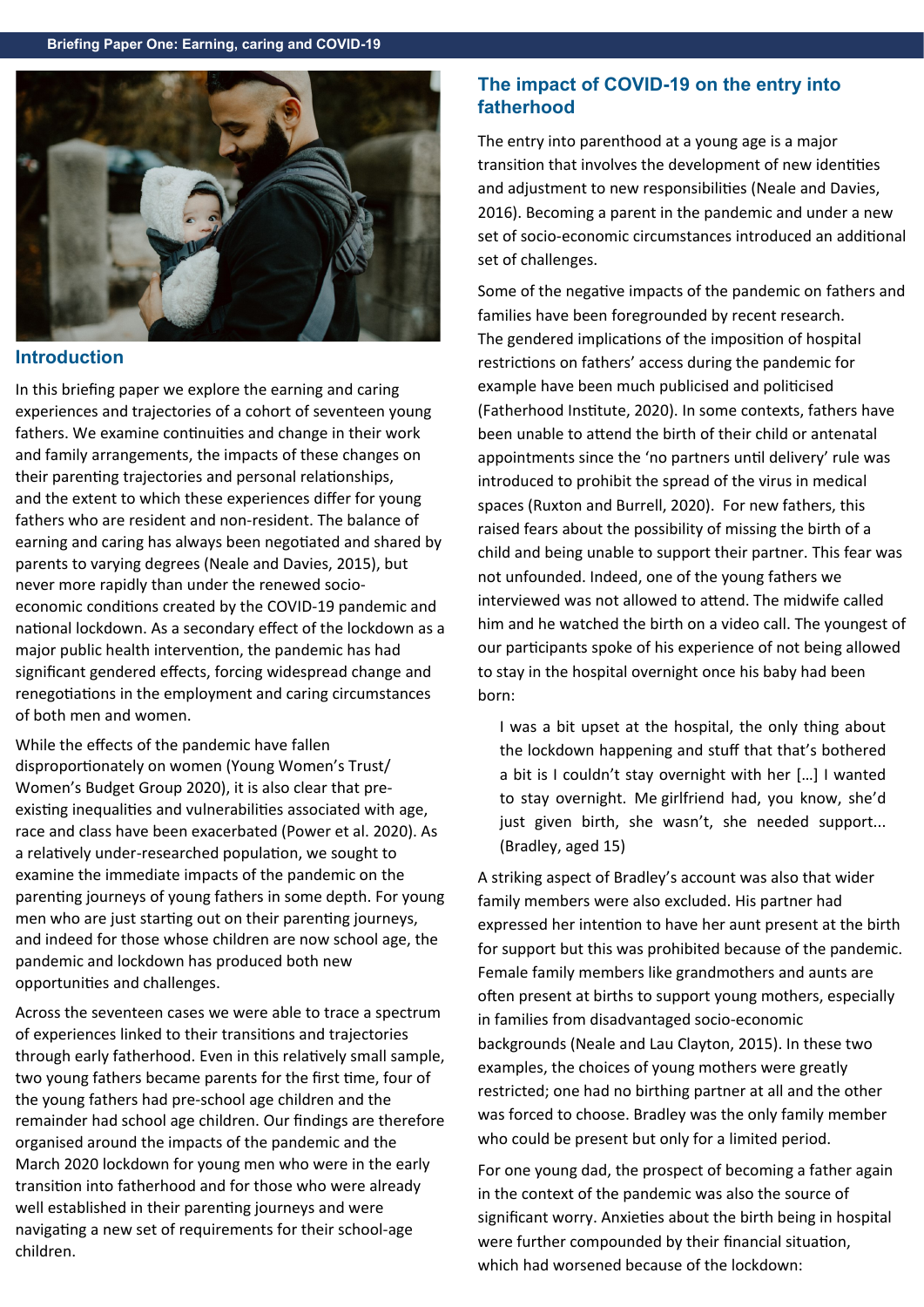## Introduction

In this briefing paper we explore the earning and caring experiences and trajectories of a cohort of seventeen young fathers. We examine continuities and change in their work and family arrangements, the impacts of these changes on their parenting trajectories and personal relationships, and the extent to which these experiences differ for young fathers who are resident and non-resident. The balance of earning and caring has always been negotiated and shared by parents to varying degrees (Neale and Davies, 2015), but never more rapidly than under the renewed socio-economic conditions created by the COVID-19 pandemic and national lockdown. As a secondary effect of the lockdown as a major public health intervention, the pandemic has had significant gendered effects, forcing widespread change and renegotiations in the employment and caring circumstances of both men and women.

While the effects of the pandemic have fallen disproportionately on women (Young Women's Trust/ Women's Budget Group 2020), it is also clear that pre-existing inequalities and vulnerabilities associated with age, race and class have been exacerbated (Power et al. 2020). As a relatively under-researched population, we sought to examine the immediate impacts of the pandemic on the parenting journeys of young fathers in some depth. For young men who are just starting out on their parenting journeys, and indeed for those whose children are now school age, the pandemic and lockdown has produced both new opportunities and challenges.

Across the seventeen cases we were able to trace a spectrum of experiences linked to their transitions and trajectories through early fatherhood. Even in this relatively small sample, two young fathers became parents for the first time, four of the young fathers had pre-school age children and the remainder had school age children. Our findings are therefore organised around the impacts of the pandemic and the March 2020 lockdown for young men who were in the early transition into fatherhood and for those who were already well established in their parenting journeys and were navigating a new set of requirements for their school-age children.

## The impact of COVID-19 on the entry into fatherhood

The entry into parenthood at a young age is a major transition that involves the development of new identities and adjustment to new responsibilities (Neale and Davies, 2016). Becoming a parent in the pandemic and under a new set of socio-economic circumstances introduced an additional set of challenges.

Some of the negative impacts of the pandemic on fathers and families have been foregrounded by recent research. The gendered implications of the imposition of hospital restrictions on fathers' access during the pandemic for example have been much publicised and politicised (Fatherhood Institute, 2020). In some contexts, fathers have been unable to attend the birth of their child or antenatal appointments since the 'no partners until delivery' rule was introduced to prohibit the spread of the virus in medical spaces (Ruxton and Burrell, 2020). For new fathers, this raised fears about the possibility of missing the birth of a child and being unable to support their partner. This fear was not unfounded. Indeed, one of the young fathers we interviewed was not allowed to attend. The midwife called him and he watched the birth on a video call. The youngest of our participants spoke of his experience of not being allowed to stay in the hospital overnight once his baby had been born:

> I was a bit upset at the hospital, the only thing about the lockdown happening and stuff that that's bothered a bit is I couldn't stay overnight with her […] I wanted to stay overnight. Me girlfriend had, you know, she'd just given birth, she wasn't, she needed support... (Bradley, aged 15)

A striking aspect of Bradley's account was also that wider family members were also excluded. His partner had expressed her intention to have her aunt present at the birth for support but this was prohibited because of the pandemic. Female family members like grandmothers and aunts are often present at births to support young mothers, especially in families from disadvantaged socio-economic backgrounds (Neale and Lau Clayton, 2015). In these two examples, the choices of young mothers were greatly restricted; one had no birthing partner at all and the other was forced to choose. Bradley was the only family member who could be present but only for a limited period.

For one young dad, the prospect of becoming a father again in the context of the pandemic was also the source of significant worry. Anxieties about the birth being in hospital were further compounded by their financial situation, which had worsened because of the lockdown: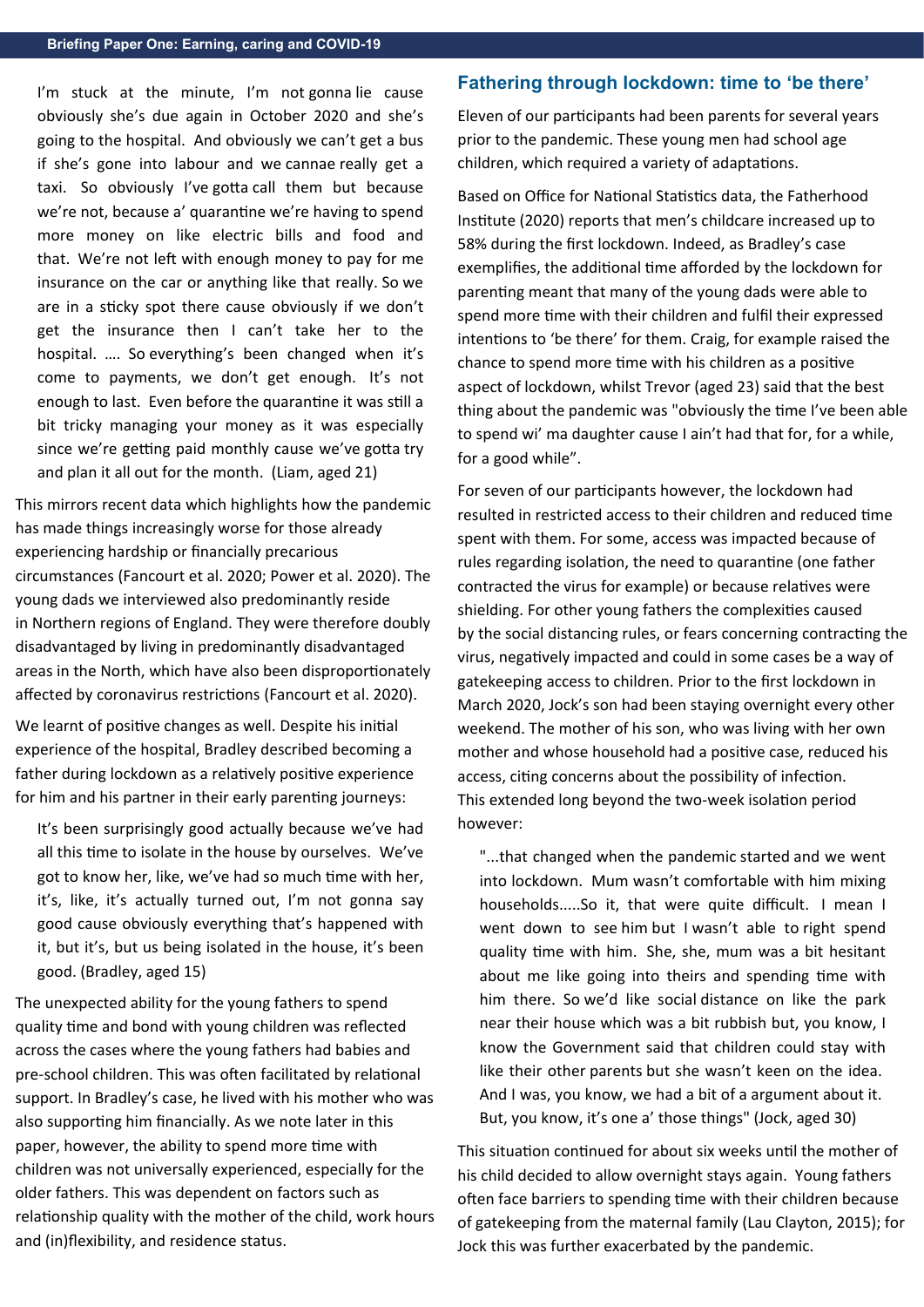I'm stuck at the minute, I'm not gonna lie cause obviously she's due again in October 2020 and she's going to the hospital. And obviously we can't get a bus if she's gone into labour and we cannae really get a taxi. So obviously I've gotta call them but because we're not, because a' quarantine we're having to spend more money on like electric bills and food and that. We're not left with enough money to pay for me insurance on the car or anything like that really. So we are in a sticky spot there cause obviously if we don't get the insurance then I can't take her to the hospital. …. So everything's been changed when it's come to payments, we don't get enough. It's not enough to last. Even before the quarantine it was still a bit tricky managing your money as it was especially since we're getting paid monthly cause we've gotta try and plan it all out for the month. (Liam, aged 21)

This mirrors recent data which highlights how the pandemic has made things increasingly worse for those already experiencing hardship or financially precarious circumstances (Fancourt et al. 2020; Power et al. 2020). The young dads we interviewed also predominantly reside in Northern regions of England. They were therefore doubly disadvantaged by living in predominantly disadvantaged areas in the North, which have also been disproportionately affected by coronavirus restrictions (Fancourt et al. 2020).

We learnt of positive changes as well. Despite his initial experience of the hospital, Bradley described becoming a father during lockdown as a relatively positive experience for him and his partner in their early parenting journeys:

> It's been surprisingly good actually because we've had all this time to isolate in the house by ourselves. We've got to know her, like, we've had so much time with her, it's, like, it's actually turned out, I'm not gonna say good cause obviously everything that's happened with it, but it's, but us being isolated in the house, it's been good. (Bradley, aged 15)

The unexpected ability for the young fathers to spend quality time and bond with young children was reflected across the cases where the young fathers had babies and pre-school children. This was often facilitated by relational support. In Bradley's case, he lived with his mother who was also supporting him financially. As we note later in this paper, however, the ability to spend more time with children was not universally experienced, especially for the older fathers. This was dependent on factors such as relationship quality with the mother of the child, work hours and (in)flexibility, and residence status.

## Fathering through lockdown: time to 'be there'

Eleven of our participants had been parents for several years prior to the pandemic. These young men had school age children, which required a variety of adaptations.

Based on Office for National Statistics data, the Fatherhood Institute (2020) reports that men's childcare increased up to 58% during the first lockdown. Indeed, as Bradley's case exemplifies, the additional time afforded by the lockdown for parenting meant that many of the young dads were able to spend more time with their children and fulfil their expressed intentions to 'be there' for them. Craig, for example raised the chance to spend more time with his children as a positive aspect of lockdown, whilst Trevor (aged 23) said that the best thing about the pandemic was "obviously the time I've been able to spend wi' ma daughter cause I ain't had that for, for a while, for a good while".

For seven of our participants however, the lockdown had resulted in restricted access to their children and reduced time spent with them. For some, access was impacted because of rules regarding isolation, the need to quarantine (one father contracted the virus for example) or because relatives were shielding. For other young fathers the complexities caused by the social distancing rules, or fears concerning contracting the virus, negatively impacted and could in some cases be a way of gatekeeping access to children. Prior to the first lockdown in March 2020, Jock's son had been staying overnight every other weekend. The mother of his son, who was living with her own mother and whose household had a positive case, reduced his access, citing concerns about the possibility of infection. This extended long beyond the two-week isolation period however:

> "...that changed when the pandemic started and we went into lockdown. Mum wasn't comfortable with him mixing households.....So it, that were quite difficult. I mean I went down to see him but I wasn't able to right spend quality time with him. She, she, mum was a bit hesitant about me like going into theirs and spending time with him there. So we'd like social distance on like the park near their house which was a bit rubbish but, you know, I know the Government said that children could stay with like their other parents but she wasn't keen on the idea. And I was, you know, we had a bit of a argument about it. But, you know, it's one a' those things" (Jock, aged 30)

This situation continued for about six weeks until the mother of his child decided to allow overnight stays again. Young fathers often face barriers to spending time with their children because of gatekeeping from the maternal family (Lau Clayton, 2015); for Jock this was further exacerbated by the pandemic.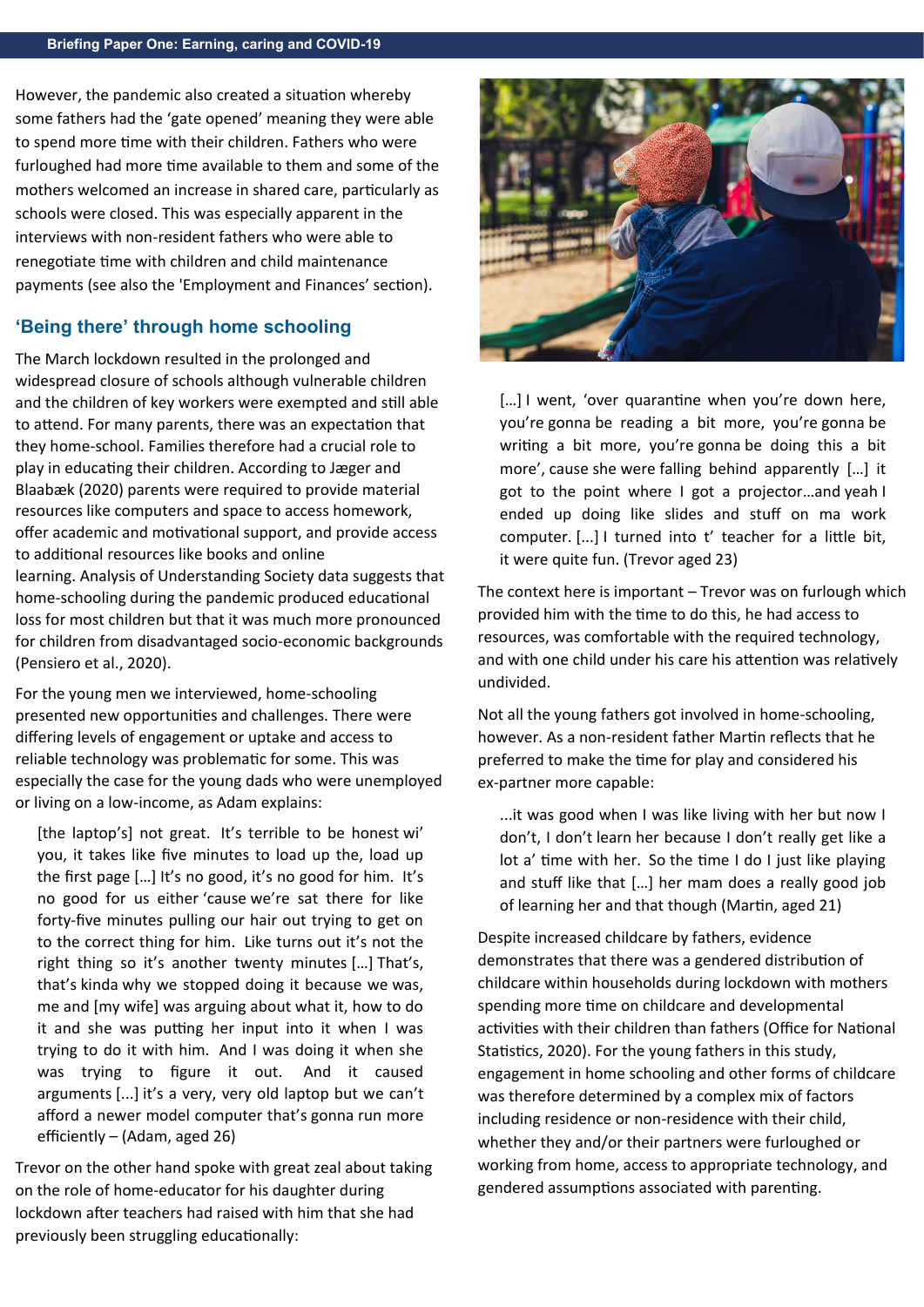However, the pandemic also created a situation whereby some fathers had the 'gate opened' meaning they were able to spend more time with their children. Fathers who were furloughed had more time available to them and some of the mothers welcomed an increase in shared care, particularly as schools were closed. This was especially apparent in the interviews with non-resident fathers who were able to renegotiate time with children and child maintenance payments (see also the 'Employment and Finances' section).

## 'Being there' through home schooling

The March lockdown resulted in the prolonged and widespread closure of schools although vulnerable children and the children of key workers were exempted and still able to attend. For many parents, there was an expectation that they home-school. Families therefore had a crucial role to play in educating their children. According to Jæger and Blaabæk (2020) parents were required to provide material resources like computers and space to access homework, offer academic and motivational support, and provide access to additional resources like books and online learning. Analysis of Understanding Society data suggests that home-schooling during the pandemic produced educational loss for most children but that it was much more pronounced for children from disadvantaged socio-economic backgrounds (Pensiero et al., 2020).

For the young men we interviewed, home-schooling presented new opportunities and challenges. There were differing levels of engagement or uptake and access to reliable technology was problematic for some. This was especially the case for the young dads who were unemployed or living on a low-income, as Adam explains:

> [the laptop's] not great. It's terrible to be honest wi' you, it takes like five minutes to load up the, load up the first page […] It's no good, it's no good for him. It's no good for us either 'cause we're sat there for like forty-five minutes pulling our hair out trying to get on to the correct thing for him. Like turns out it's not the right thing so it's another twenty minutes […] That's, that's kinda why we stopped doing it because we was, me and [my wife] was arguing about what it, how to do it and she was putting her input into it when I was trying to do it with him. And I was doing it when she was trying to figure it out. And it caused arguments [...] it's a very, very old laptop but we can't afford a newer model computer that's gonna run more efficiently – (Adam, aged 26)

Trevor on the other hand spoke with great zeal about taking on the role of home-educator for his daughter during lockdown after teachers had raised with him that she had previously been struggling educationally:

> […] I went, 'over quarantine when you're down here, you're gonna be reading a bit more, you're gonna be writing a bit more, you're gonna be doing this a bit more', cause she were falling behind apparently […] it got to the point where I got a projector…and yeah I ended up doing like slides and stuff on ma work computer. [...] I turned into t' teacher for a little bit, it were quite fun. (Trevor aged 23)

The context here is important – Trevor was on furlough which provided him with the time to do this, he had access to resources, was comfortable with the required technology, and with one child under his care his attention was relatively undivided.

Not all the young fathers got involved in home-schooling, however. As a non-resident father Martin reflects that he preferred to make the time for play and considered his ex-partner more capable:

> ...it was good when I was like living with her but now I don't, I don't learn her because I don't really get like a lot a' time with her. So the time I do I just like playing and stuff like that […] her mam does a really good job of learning her and that though (Martin, aged 21)

Despite increased childcare by fathers, evidence demonstrates that there was a gendered distribution of childcare within households during lockdown with mothers spending more time on childcare and developmental activities with their children than fathers (Office for National Statistics, 2020). For the young fathers in this study, engagement in home schooling and other forms of childcare was therefore determined by a complex mix of factors including residence or non-residence with their child, whether they and/or their partners were furloughed or working from home, access to appropriate technology, and gendered assumptions associated with parenting.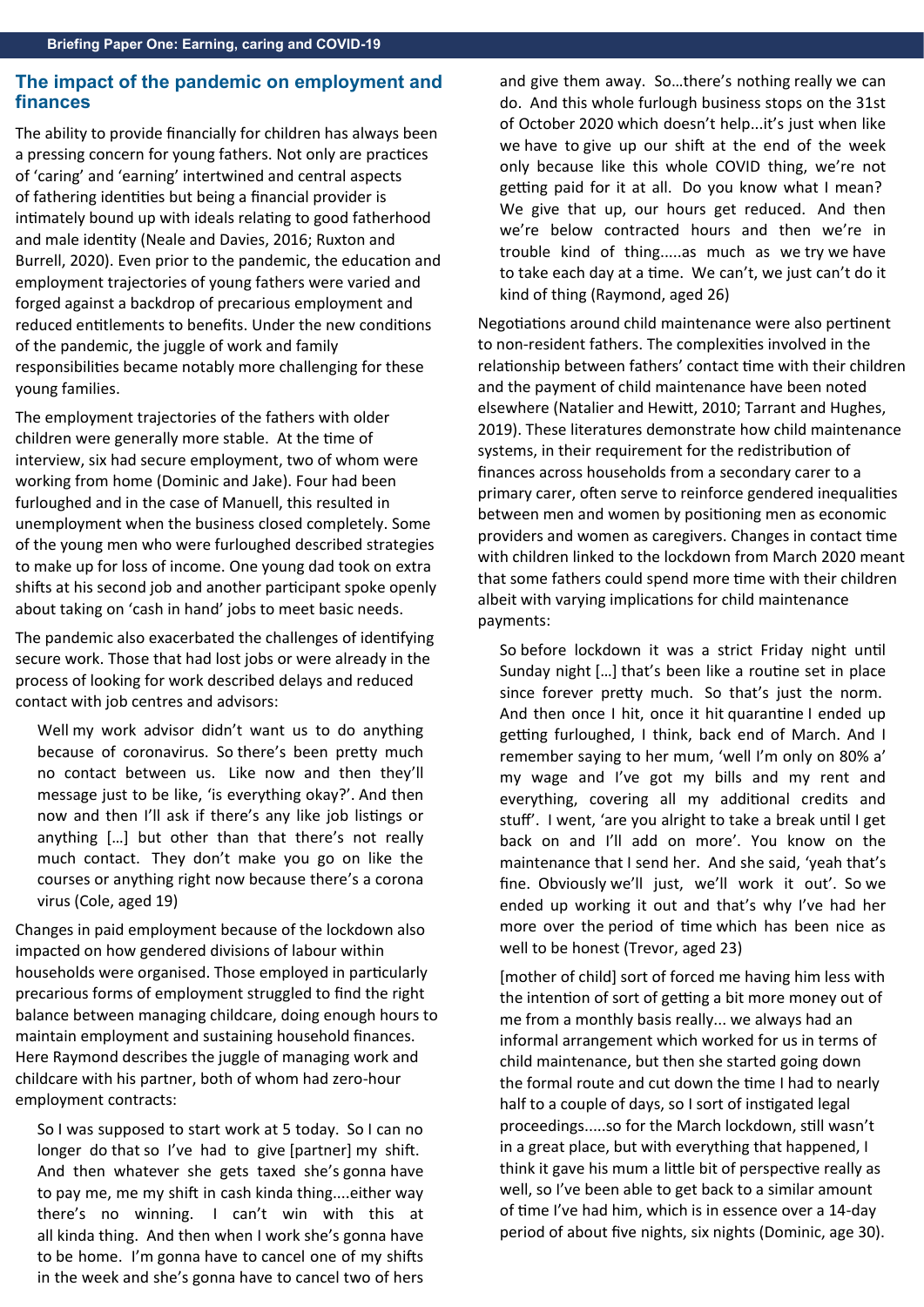## The impact of the pandemic on employment and finances

The ability to provide financially for children has always been a pressing concern for young fathers. Not only are practices of 'caring' and 'earning' intertwined and central aspects of fathering identities but being a financial provider is intimately bound up with ideals relating to good fatherhood and male identity (Neale and Davies, 2016; Ruxton and Burrell, 2020). Even prior to the pandemic, the education and employment trajectories of young fathers were varied and forged against a backdrop of precarious employment and reduced entitlements to benefits. Under the new conditions of the pandemic, the juggle of work and family responsibilities became notably more challenging for these young families.

The employment trajectories of the fathers with older children were generally more stable. At the time of interview, six had secure employment, two of whom were working from home (Dominic and Jake). Four had been furloughed and in the case of Manuell, this resulted in unemployment when the business closed completely. Some of the young men who were furloughed described strategies to make up for loss of income. One young dad took on extra shifts at his second job and another participant spoke openly about taking on 'cash in hand' jobs to meet basic needs.

The pandemic also exacerbated the challenges of identifying secure work. Those that had lost jobs or were already in the process of looking for work described delays and reduced contact with job centres and advisors:

> Well my work advisor didn't want us to do anything because of coronavirus. So there's been pretty much no contact between us. Like now and then they'll message just to be like, 'is everything okay?'. And then now and then I'll ask if there's any like job listings or anything […] but other than that there's not really much contact. They don't make you go on like the courses or anything right now because there's a corona virus (Cole, aged 19)

Changes in paid employment because of the lockdown also impacted on how gendered divisions of labour within households were organised. Those employed in particularly precarious forms of employment struggled to find the right balance between managing childcare, doing enough hours to maintain employment and sustaining household finances. Here Raymond describes the juggle of managing work and childcare with his partner, both of whom had zero-hour employment contracts:

> So I was supposed to start work at 5 today. So I can no longer do that so I've had to give [partner] my shift. And then whatever she gets taxed she's gonna have to pay me, me my shift in cash kinda thing....either way there's no winning. I can't win with this at all kinda thing. And then when I work she's gonna have to be home. I'm gonna have to cancel one of my shifts in the week and she's gonna have to cancel two of hers and give them away. So…there's nothing really we can do. And this whole furlough business stops on the 31st of October 2020 which doesn't help...it's just when like we have to give up our shift at the end of the week only because like this whole COVID thing, we're not getting paid for it at all. Do you know what I mean? We give that up, our hours get reduced. And then we're below contracted hours and then we're in trouble kind of thing.....as much as we try we have to take each day at a time. We can't, we just can't do it kind of thing (Raymond, aged 26)

Negotiations around child maintenance were also pertinent to non-resident fathers. The complexities involved in the relationship between fathers' contact time with their children and the payment of child maintenance have been noted elsewhere (Natalier and Hewitt, 2010; Tarrant and Hughes, 2019). These literatures demonstrate how child maintenance systems, in their requirement for the redistribution of finances across households from a secondary carer to a primary carer, often serve to reinforce gendered inequalities between men and women by positioning men as economic providers and women as caregivers. Changes in contact time with children linked to the lockdown from March 2020 meant that some fathers could spend more time with their children albeit with varying implications for child maintenance payments:

> So before lockdown it was a strict Friday night until Sunday night […] that's been like a routine set in place since forever pretty much. So that's just the norm. And then once I hit, once it hit quarantine I ended up getting furloughed, I think, back end of March. And I remember saying to her mum, 'well I'm only on 80% a' my wage and I've got my bills and my rent and everything, covering all my additional credits and stuff'. I went, 'are you alright to take a break until I get back on and I'll add on more'. You know on the maintenance that I send her. And she said, 'yeah that's fine. Obviously we'll just, we'll work it out'. So we ended up working it out and that's why I've had her more over the period of time which has been nice as well to be honest (Trevor, aged 23)

> [mother of child] sort of forced me having him less with the intention of sort of getting a bit more money out of me from a monthly basis really... we always had an informal arrangement which worked for us in terms of child maintenance, but then she started going down the formal route and cut down the time I had to nearly half to a couple of days, so I sort of instigated legal proceedings.....so for the March lockdown, still wasn't in a great place, but with everything that happened, I think it gave his mum a little bit of perspective really as well, so I've been able to get back to a similar amount of time I've had him, which is in essence over a 14-day period of about five nights, six nights (Dominic, age 30).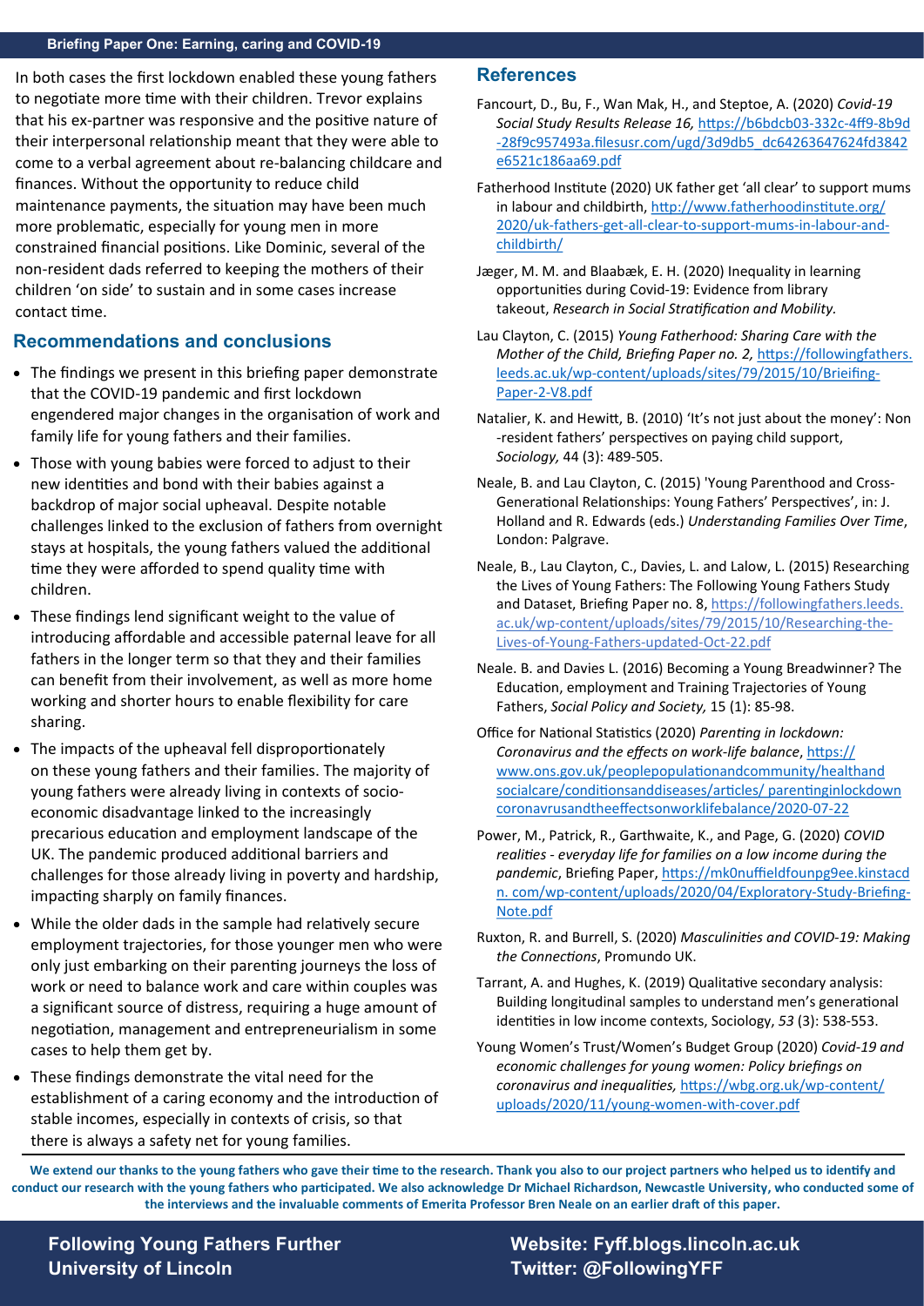In both cases the first lockdown enabled these young fathers to negotiate more time with their children. Trevor explains that his ex-partner was responsive and the positive nature of their interpersonal relationship meant that they were able to come to a verbal agreement about re-balancing childcare and finances. Without the opportunity to reduce child maintenance payments, the situation may have been much more problematic, especially for young men in more constrained financial positions. Like Dominic, several of the non-resident dads referred to keeping the mothers of their children 'on side' to sustain and in some cases increase contact time.

## Recommendations and conclusions

- The findings we present in this briefing paper demonstrate that the COVID-19 pandemic and first lockdown engendered major changes in the organisation of work and family life for young fathers and their families.
- Those with young babies were forced to adjust to their new identities and bond with their babies against a backdrop of major social upheaval. Despite notable challenges linked to the exclusion of fathers from overnight stays at hospitals, the young fathers valued the additional time they were afforded to spend quality time with children.
- These findings lend significant weight to the value of introducing affordable and accessible paternal leave for all fathers in the longer term so that they and their families can benefit from their involvement, as well as more home working and shorter hours to enable flexibility for care sharing.
- The impacts of the upheaval fell disproportionately on these young fathers and their families. The majority of young fathers were already living in contexts of socio-economic disadvantage linked to the increasingly precarious education and employment landscape of the UK. The pandemic produced additional barriers and challenges for those already living in poverty and hardship, impacting sharply on family finances.
- While the older dads in the sample had relatively secure employment trajectories, for those younger men who were only just embarking on their parenting journeys the loss of work or need to balance work and care within couples was a significant source of distress, requiring a huge amount of negotiation, management and entrepreneurialism in some cases to help them get by.
- These findings demonstrate the vital need for the establishment of a caring economy and the introduction of stable incomes, especially in contexts of crisis, so that there is always a safety net for young families.

## References

Fancourt, D., Bu, F., Wan Mak, H., and Steptoe, A. (2020) *Covid-19 Social Study Results Release 16,* https://b6bdcb03-332c-4ff9-8b9d-28f9c957493a.filesusr.com/ugd/3d9db5_dc64263647624fd3842e6521c186aa69.pdf

Fatherhood Institute (2020) UK father get 'all clear' to support mums in labour and childbirth, http://www.fatherhoodinstitute.org/2020/uk-fathers-get-all-clear-to-support-mums-in-labour-and-childbirth/

Jæger, M. M. and Blaabæk, E. H. (2020) Inequality in learning opportunities during Covid-19: Evidence from library takeout, *Research in Social Stratification and Mobility.*

Lau Clayton, C. (2015) *Young Fatherhood: Sharing Care with the Mother of the Child, Briefing Paper no. 2,* https://followingfathers.leeds.ac.uk/wp-content/uploads/sites/79/2015/10/Brieifing-Paper-2-V8.pdf

Natalier, K. and Hewitt, B. (2010) 'It's not just about the money': Non-resident fathers' perspectives on paying child support, *Sociology,* 44 (3): 489-505.

Neale, B. and Lau Clayton, C. (2015) 'Young Parenthood and Cross-Generational Relationships: Young Fathers' Perspectives', in: J. Holland and R. Edwards (eds.) *Understanding Families Over Time*, London: Palgrave.

Neale, B., Lau Clayton, C., Davies, L. and Lalow, L. (2015) Researching the Lives of Young Fathers: The Following Young Fathers Study and Dataset, Briefing Paper no. 8, https://followingfathers.leeds.ac.uk/wp-content/uploads/sites/79/2015/10/Researching-the-Lives-of-Young-Fathers-updated-Oct-22.pdf

Neale. B. and Davies L. (2016) Becoming a Young Breadwinner? The Education, employment and Training Trajectories of Young Fathers, *Social Policy and Society,* 15 (1): 85-98.

Office for National Statistics (2020) *Parenting in lockdown: Coronavirus and the effects on work-life balance*, https://www.ons.gov.uk/peoplepopulationandcommunity/healthandsocialcare/conditionsanddiseases/articles/ parentinginlockdowncoronavirusandtheeffectsonworklifebalance/2020-07-22

Power, M., Patrick, R., Garthwaite, K., and Page, G. (2020) *COVID realities - everyday life for families on a low income during the pandemic*, Briefing Paper, https://mk0nuffieldfounpg9ee.kinstacdn. com/wp-content/uploads/2020/04/Exploratory-Study-Briefing-Note.pdf

Ruxton, R. and Burrell, S. (2020) *Masculinities and COVID-19: Making the Connections*, Promundo UK.

Tarrant, A. and Hughes, K. (2019) Qualitative secondary analysis: Building longitudinal samples to understand men's generational identities in low income contexts, Sociology, *53* (3): 538-553.

Young Women's Trust/Women's Budget Group (2020) *Covid-19 and economic challenges for young women: Policy briefings on coronavirus and inequalities,* https://wbg.org.uk/wp-content/uploads/2020/11/young-women-with-cover.pdf

**We extend our thanks to the young fathers who gave their time to the research. Thank you also to our project partners who helped us to identify and conduct our research with the young fathers who participated. We also acknowledge Dr Michael Richardson, Newcastle University, who conducted some of the interviews and the invaluable comments of Emerita Professor Bren Neale on an earlier draft of this paper.**

**Following Young Fathers Further**
**University of Lincoln**

**Website: Fyff.blogs.lincoln.ac.uk**
**Twitter: @FollowingYFF**